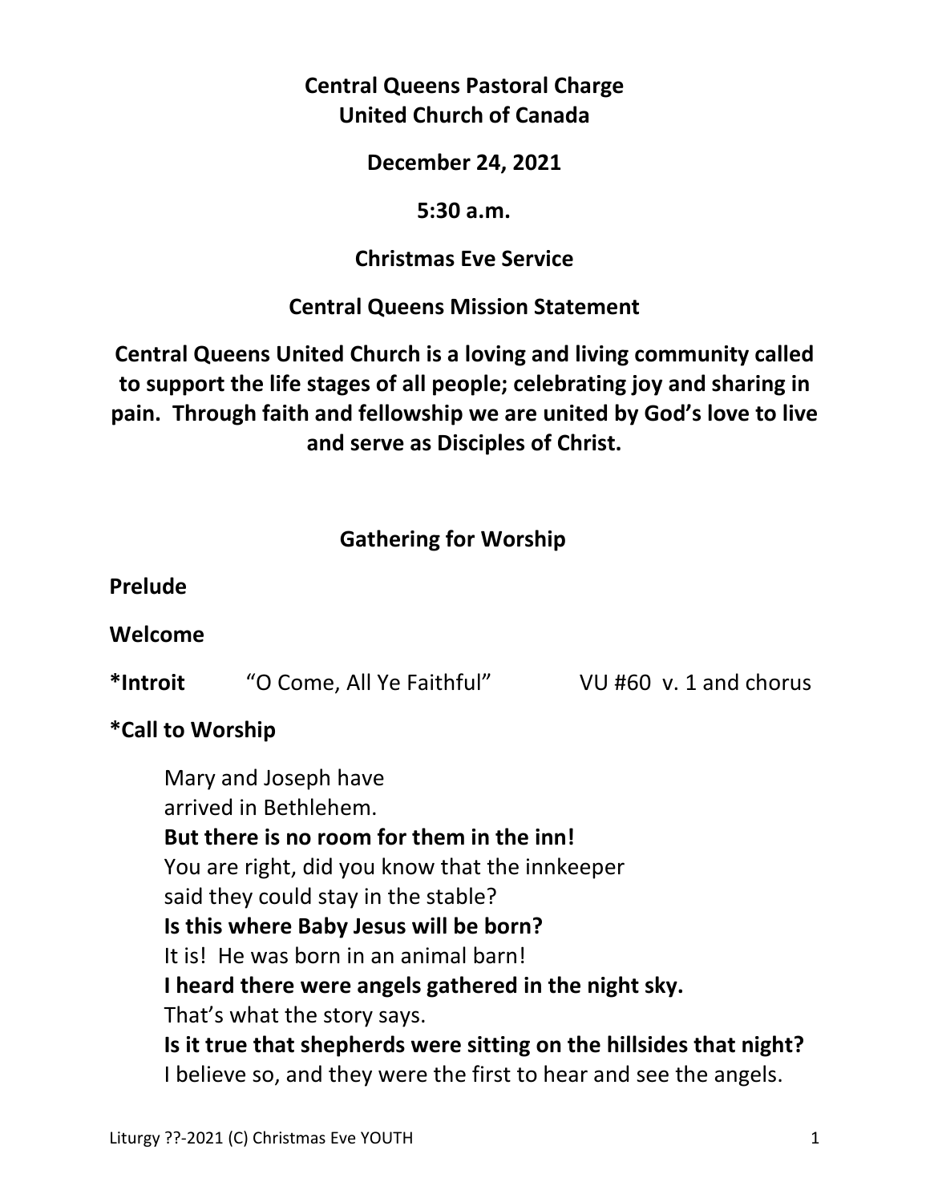**Central Queens Pastoral Charge**
**United Church of Canada**

**December 24, 2021**

**5:30 a.m.**

**Christmas Eve Service**

**Central Queens Mission Statement**

**Central Queens United Church is a loving and living community called to support the life stages of all people; celebrating joy and sharing in pain. Through faith and fellowship we are united by God's love to live and serve as Disciples of Christ.**

## Gathering for Worship

**Prelude**

**Welcome**

***Introit** "O Come, All Ye Faithful" VU #60 v. 1 and chorus

***Call to Worship**

Mary and Joseph have
arrived in Bethlehem.
**But there is no room for them in the inn!**
You are right, did you know that the innkeeper
said they could stay in the stable?
**Is this where Baby Jesus will be born?**
It is! He was born in an animal barn!
**I heard there were angels gathered in the night sky.**
That's what the story says.
**Is it true that shepherds were sitting on the hillsides that night?**
I believe so, and they were the first to hear and see the angels.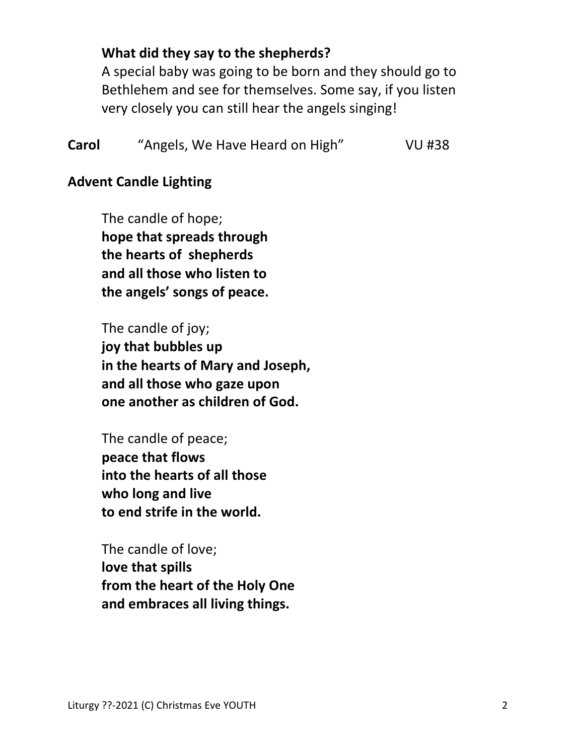**What did they say to the shepherds?**

A special baby was going to be born and they should go to Bethlehem and see for themselves. Some say, if you listen very closely you can still hear the angels singing!

**Carol** "Angels, We Have Heard on High" VU #38

**Advent Candle Lighting**

The candle of hope;
**hope that spreads through**
**the hearts of shepherds**
**and all those who listen to**
**the angels' songs of peace.**

The candle of joy;
**joy that bubbles up**
**in the hearts of Mary and Joseph,**
**and all those who gaze upon**
**one another as children of God.**

The candle of peace;
**peace that flows**
**into the hearts of all those**
**who long and live**
**to end strife in the world.**

The candle of love;
**love that spills**
**from the heart of the Holy One**
**and embraces all living things.**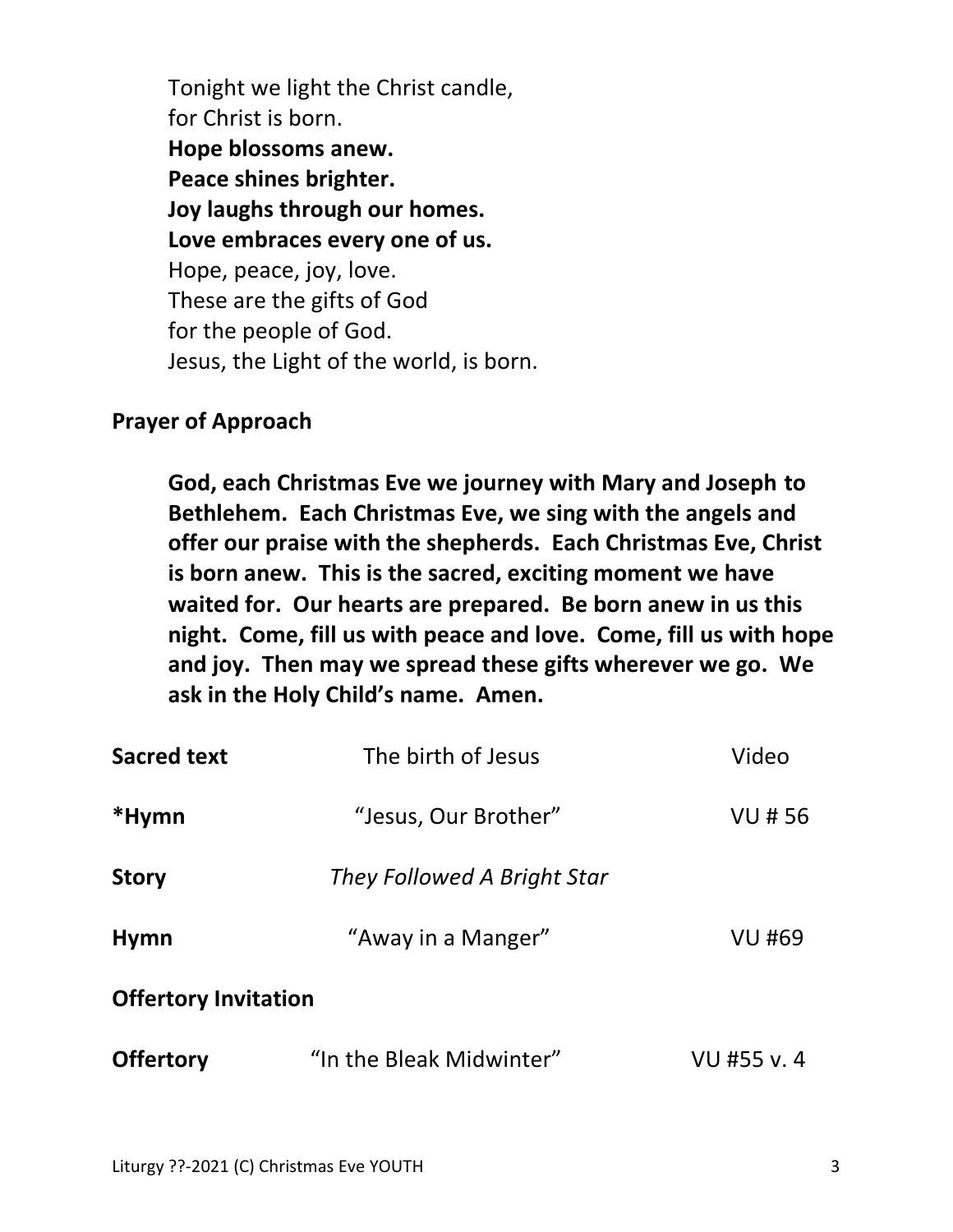Tonight we light the Christ candle,
for Christ is born.
**Hope blossoms anew.**
**Peace shines brighter.**
**Joy laughs through our homes.**
**Love embraces every one of us.**
Hope, peace, joy, love.
These are the gifts of God
for the people of God.
Jesus, the Light of the world, is born.

**Prayer of Approach**

**God, each Christmas Eve we journey with Mary and Joseph to Bethlehem. Each Christmas Eve, we sing with the angels and offer our praise with the shepherds. Each Christmas Eve, Christ is born anew. This is the sacred, exciting moment we have waited for. Our hearts are prepared. Be born anew in us this night. Come, fill us with peace and love. Come, fill us with hope and joy. Then may we spread these gifts wherever we go. We ask in the Holy Child's name. Amen.**

**Sacred text** The birth of Jesus Video

**\*Hymn** "Jesus, Our Brother" VU # 56

**Story** *They Followed A Bright Star*

**Hymn** "Away in a Manger" VU #69

**Offertory Invitation**

**Offertory** "In the Bleak Midwinter" VU #55 v. 4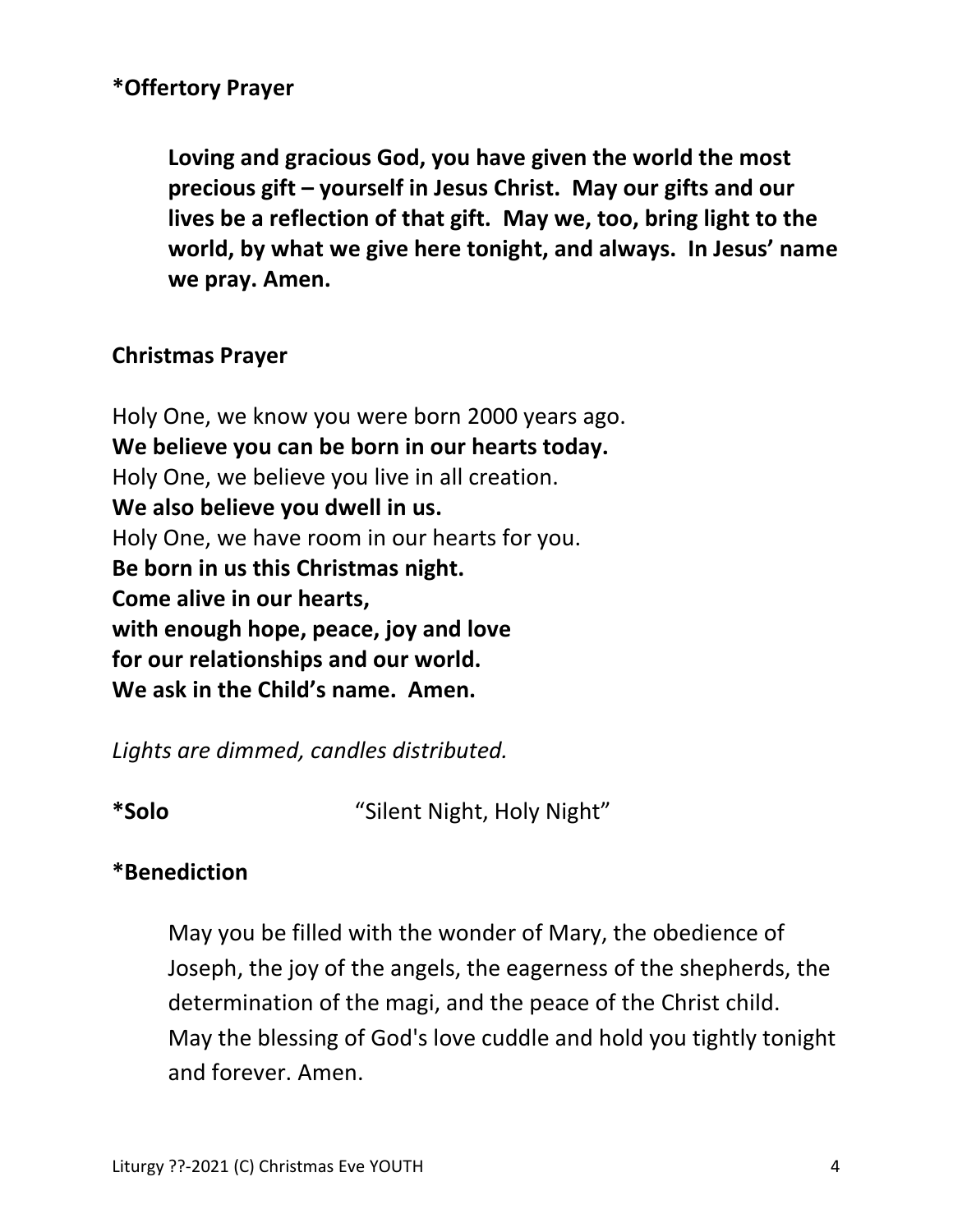**\*Offertory Prayer**

> **Loving and gracious God, you have given the world the most precious gift – yourself in Jesus Christ. May our gifts and our lives be a reflection of that gift. May we, too, bring light to the world, by what we give here tonight, and always. In Jesus' name we pray. Amen.**

**Christmas Prayer**

Holy One, we know you were born 2000 years ago.
**We believe you can be born in our hearts today.**
Holy One, we believe you live in all creation.
**We also believe you dwell in us.**
Holy One, we have room in our hearts for you.
**Be born in us this Christmas night.**
**Come alive in our hearts,**
**with enough hope, peace, joy and love**
**for our relationships and our world.**
**We ask in the Child's name. Amen.**

*Lights are dimmed, candles distributed.*

**\*Solo** "Silent Night, Holy Night"

**\*Benediction**

> May you be filled with the wonder of Mary, the obedience of Joseph, the joy of the angels, the eagerness of the shepherds, the determination of the magi, and the peace of the Christ child. May the blessing of God's love cuddle and hold you tightly tonight and forever. Amen.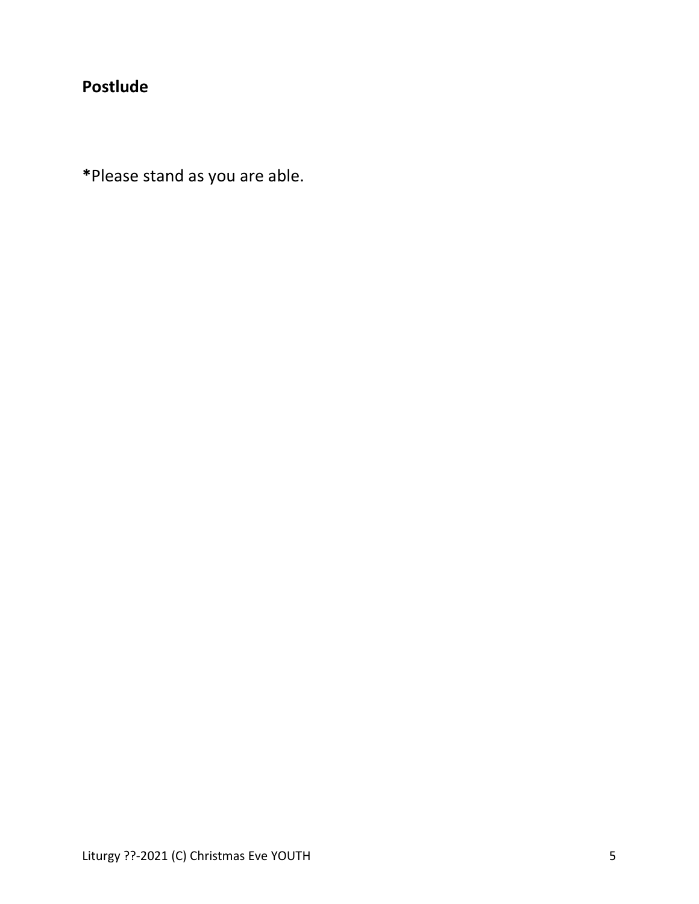**Postlude**

*Please stand as you are able.